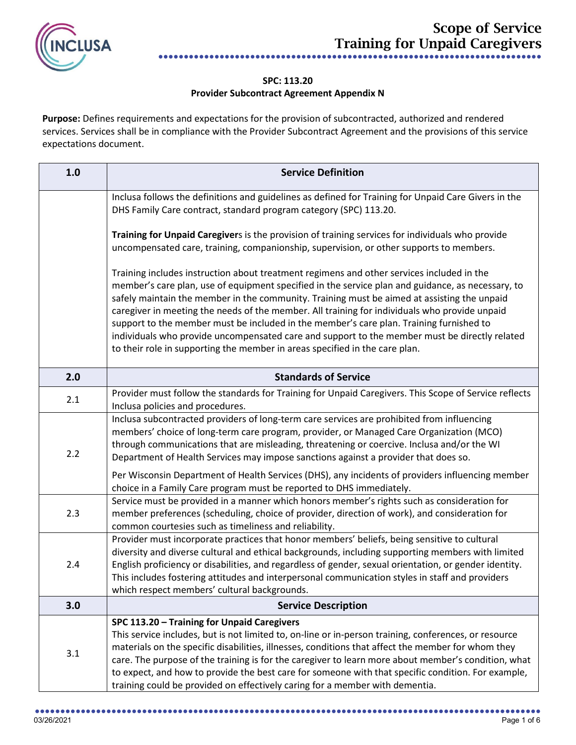# Scope of Service
# Training for Unpaid Caregivers

**SPC: 113.20**
**Provider Subcontract Agreement Appendix N**

**Purpose:** Defines requirements and expectations for the provision of subcontracted, authorized and rendered services. Services shall be in compliance with the Provider Subcontract Agreement and the provisions of this service expectations document.

| 1.0 | Service Definition |
|---|---|
| | Inclusa follows the definitions and guidelines as defined for Training for Unpaid Care Givers in the DHS Family Care contract, standard program category (SPC) 113.20.<br><br>**Training for Unpaid Caregiver**s is the provision of training services for individuals who provide uncompensated care, training, companionship, supervision, or other supports to members.<br><br>Training includes instruction about treatment regimens and other services included in the member's care plan, use of equipment specified in the service plan and guidance, as necessary, to safely maintain the member in the community. Training must be aimed at assisting the unpaid caregiver in meeting the needs of the member. All training for individuals who provide unpaid support to the member must be included in the member's care plan. Training furnished to individuals who provide uncompensated care and support to the member must be directly related to their role in supporting the member in areas specified in the care plan. |
| **2.0** | **Standards of Service** |
| 2.1 | Provider must follow the standards for Training for Unpaid Caregivers. This Scope of Service reflects Inclusa policies and procedures. |
| 2.2 | Inclusa subcontracted providers of long-term care services are prohibited from influencing members' choice of long-term care program, provider, or Managed Care Organization (MCO) through communications that are misleading, threatening or coercive. Inclusa and/or the WI Department of Health Services may impose sanctions against a provider that does so.<br><br>Per Wisconsin Department of Health Services (DHS), any incidents of providers influencing member choice in a Family Care program must be reported to DHS immediately. |
| 2.3 | Service must be provided in a manner which honors member's rights such as consideration for member preferences (scheduling, choice of provider, direction of work), and consideration for common courtesies such as timeliness and reliability. |
| 2.4 | Provider must incorporate practices that honor members' beliefs, being sensitive to cultural diversity and diverse cultural and ethical backgrounds, including supporting members with limited English proficiency or disabilities, and regardless of gender, sexual orientation, or gender identity. This includes fostering attitudes and interpersonal communication styles in staff and providers which respect members' cultural backgrounds. |
| **3.0** | **Service Description** |
| 3.1 | **SPC 113.20 – Training for Unpaid Caregivers**<br>This service includes, but is not limited to, on-line or in-person training, conferences, or resource materials on the specific disabilities, illnesses, conditions that affect the member for whom they care. The purpose of the training is for the caregiver to learn more about member's condition, what to expect, and how to provide the best care for someone with that specific condition. For example, training could be provided on effectively caring for a member with dementia. |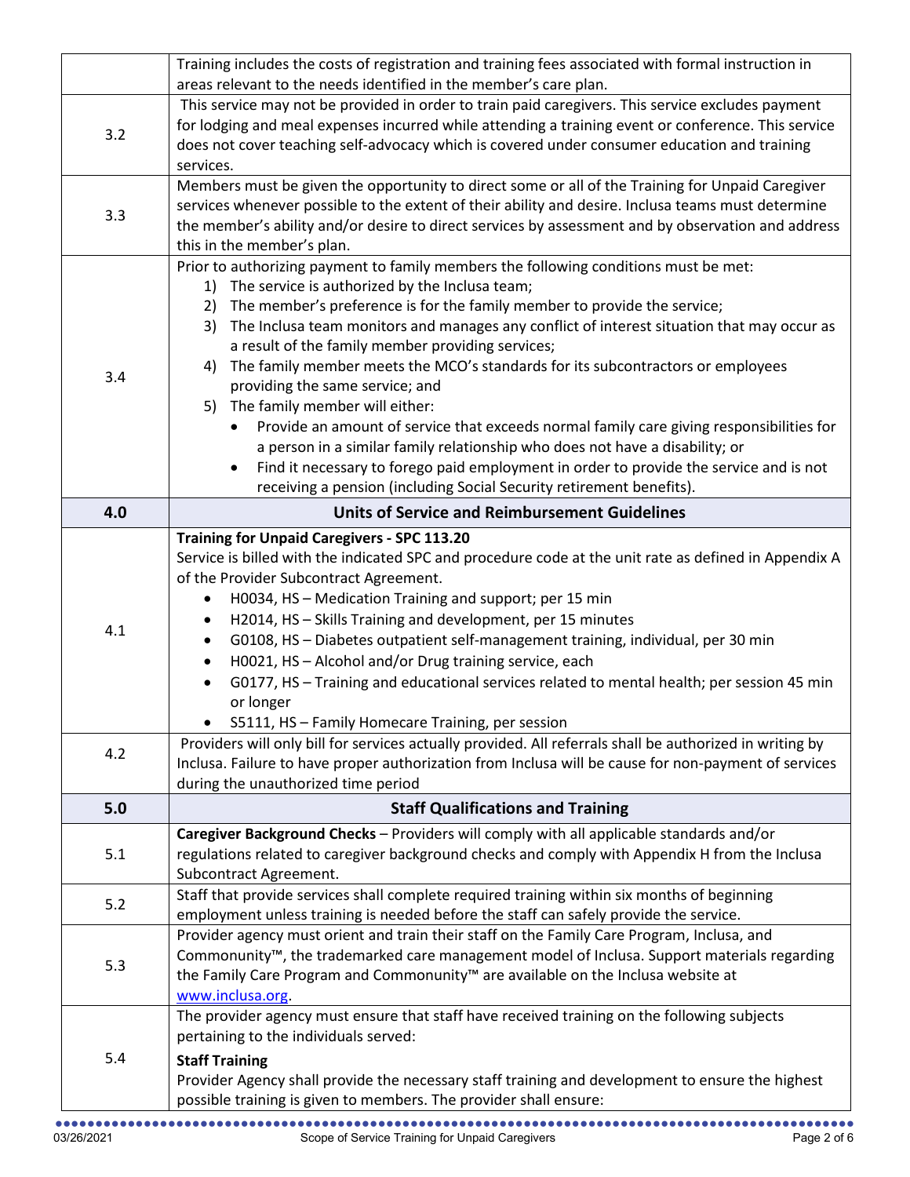| | |
|---|---|
| | Training includes the costs of registration and training fees associated with formal instruction in areas relevant to the needs identified in the member's care plan. |
| 3.2 | This service may not be provided in order to train paid caregivers. This service excludes payment for lodging and meal expenses incurred while attending a training event or conference. This service does not cover teaching self-advocacy which is covered under consumer education and training services. |
| 3.3 | Members must be given the opportunity to direct some or all of the Training for Unpaid Caregiver services whenever possible to the extent of their ability and desire. Inclusa teams must determine the member's ability and/or desire to direct services by assessment and by observation and address this in the member's plan. |
| 3.4 | Prior to authorizing payment to family members the following conditions must be met:<br>1) The service is authorized by the Inclusa team;<br>2) The member's preference is for the family member to provide the service;<br>3) The Inclusa team monitors and manages any conflict of interest situation that may occur as a result of the family member providing services;<br>4) The family member meets the MCO's standards for its subcontractors or employees providing the same service; and<br>5) The family member will either:<br>• Provide an amount of service that exceeds normal family care giving responsibilities for a person in a similar family relationship who does not have a disability; or<br>• Find it necessary to forego paid employment in order to provide the service and is not receiving a pension (including Social Security retirement benefits). |
| **4.0** | **Units of Service and Reimbursement Guidelines** |
| 4.1 | **Training for Unpaid Caregivers - SPC 113.20**<br>Service is billed with the indicated SPC and procedure code at the unit rate as defined in Appendix A of the Provider Subcontract Agreement.<br>• H0034, HS – Medication Training and support; per 15 min<br>• H2014, HS – Skills Training and development, per 15 minutes<br>• G0108, HS – Diabetes outpatient self-management training, individual, per 30 min<br>• H0021, HS – Alcohol and/or Drug training service, each<br>• G0177, HS – Training and educational services related to mental health; per session 45 min or longer<br>• S5111, HS – Family Homecare Training, per session |
| 4.2 | Providers will only bill for services actually provided. All referrals shall be authorized in writing by Inclusa. Failure to have proper authorization from Inclusa will be cause for non-payment of services during the unauthorized time period |
| **5.0** | **Staff Qualifications and Training** |
| 5.1 | **Caregiver Background Checks** – Providers will comply with all applicable standards and/or regulations related to caregiver background checks and comply with Appendix H from the Inclusa Subcontract Agreement. |
| 5.2 | Staff that provide services shall complete required training within six months of beginning employment unless training is needed before the staff can safely provide the service. |
| 5.3 | Provider agency must orient and train their staff on the Family Care Program, Inclusa, and Commonunity™, the trademarked care management model of Inclusa. Support materials regarding the Family Care Program and Commonunity™ are available on the Inclusa website at [www.inclusa.org](http://www.inclusa.org). |
| 5.4 | The provider agency must ensure that staff have received training on the following subjects pertaining to the individuals served:<br>**Staff Training**<br>Provider Agency shall provide the necessary staff training and development to ensure the highest possible training is given to members. The provider shall ensure: |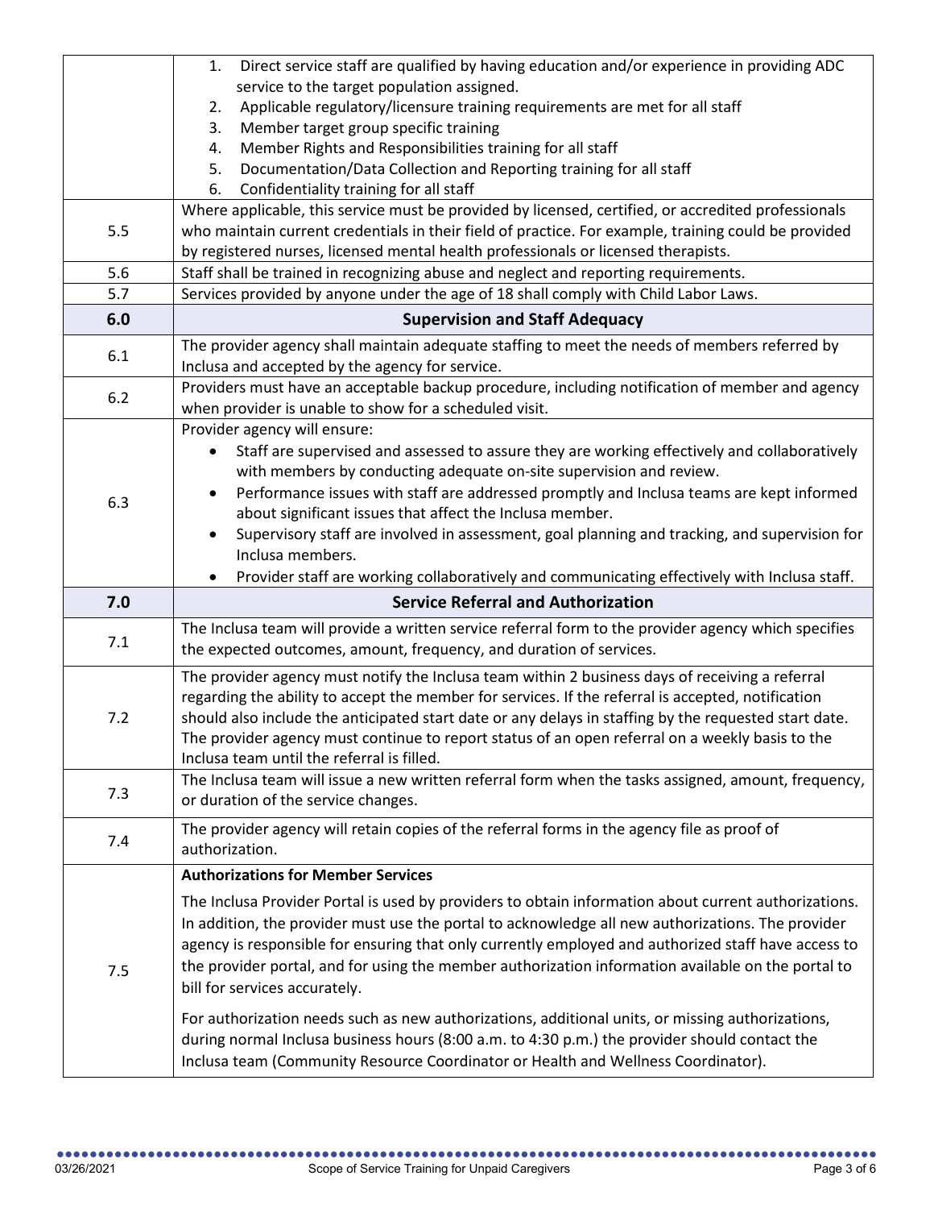| | |
|---|---|
| | 1. Direct service staff are qualified by having education and/or experience in providing ADC service to the target population assigned.<br>2. Applicable regulatory/licensure training requirements are met for all staff<br>3. Member target group specific training<br>4. Member Rights and Responsibilities training for all staff<br>5. Documentation/Data Collection and Reporting training for all staff<br>6. Confidentiality training for all staff |
| 5.5 | Where applicable, this service must be provided by licensed, certified, or accredited professionals who maintain current credentials in their field of practice. For example, training could be provided by registered nurses, licensed mental health professionals or licensed therapists. |
| 5.6 | Staff shall be trained in recognizing abuse and neglect and reporting requirements. |
| 5.7 | Services provided by anyone under the age of 18 shall comply with Child Labor Laws. |
| **6.0** | **Supervision and Staff Adequacy** |
| 6.1 | The provider agency shall maintain adequate staffing to meet the needs of members referred by Inclusa and accepted by the agency for service. |
| 6.2 | Providers must have an acceptable backup procedure, including notification of member and agency when provider is unable to show for a scheduled visit. |
| 6.3 | Provider agency will ensure:<br>• Staff are supervised and assessed to assure they are working effectively and collaboratively with members by conducting adequate on-site supervision and review.<br>• Performance issues with staff are addressed promptly and Inclusa teams are kept informed about significant issues that affect the Inclusa member.<br>• Supervisory staff are involved in assessment, goal planning and tracking, and supervision for Inclusa members.<br>• Provider staff are working collaboratively and communicating effectively with Inclusa staff. |
| **7.0** | **Service Referral and Authorization** |
| 7.1 | The Inclusa team will provide a written service referral form to the provider agency which specifies the expected outcomes, amount, frequency, and duration of services. |
| 7.2 | The provider agency must notify the Inclusa team within 2 business days of receiving a referral regarding the ability to accept the member for services. If the referral is accepted, notification should also include the anticipated start date or any delays in staffing by the requested start date. The provider agency must continue to report status of an open referral on a weekly basis to the Inclusa team until the referral is filled. |
| 7.3 | The Inclusa team will issue a new written referral form when the tasks assigned, amount, frequency, or duration of the service changes. |
| 7.4 | The provider agency will retain copies of the referral forms in the agency file as proof of authorization. |
| 7.5 | **Authorizations for Member Services**<br><br>The Inclusa Provider Portal is used by providers to obtain information about current authorizations. In addition, the provider must use the portal to acknowledge all new authorizations. The provider agency is responsible for ensuring that only currently employed and authorized staff have access to the provider portal, and for using the member authorization information available on the portal to bill for services accurately.<br><br>For authorization needs such as new authorizations, additional units, or missing authorizations, during normal Inclusa business hours (8:00 a.m. to 4:30 p.m.) the provider should contact the Inclusa team (Community Resource Coordinator or Health and Wellness Coordinator). |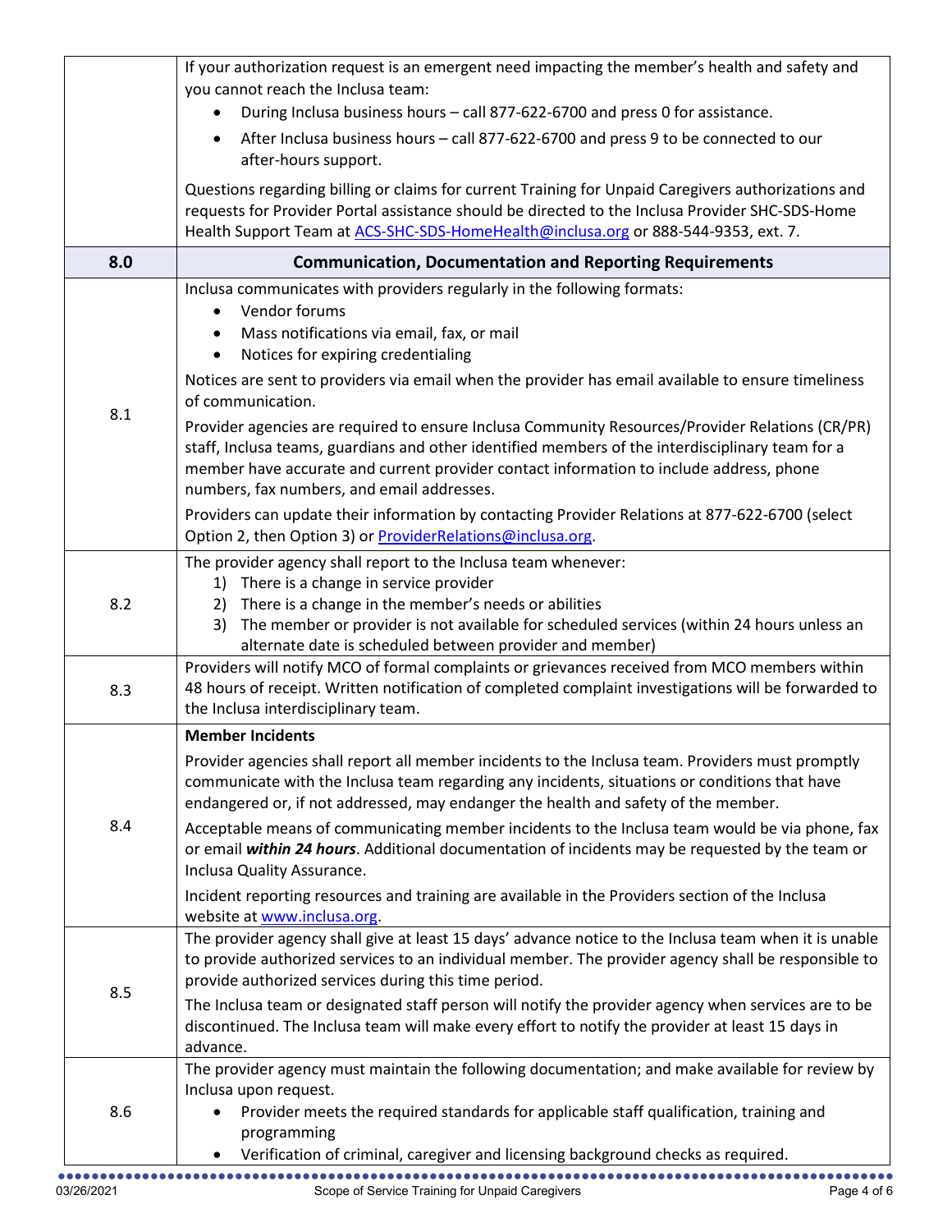| | |
|---|---|
| | If your authorization request is an emergent need impacting the member's health and safety and you cannot reach the Inclusa team:<br>• During Inclusa business hours – call 877-622-6700 and press 0 for assistance.<br>• After Inclusa business hours – call 877-622-6700 and press 9 to be connected to our after-hours support.<br><br>Questions regarding billing or claims for current Training for Unpaid Caregivers authorizations and requests for Provider Portal assistance should be directed to the Inclusa Provider SHC-SDS-Home Health Support Team at ACS-SHC-SDS-HomeHealth@inclusa.org or 888-544-9353, ext. 7. |
| **8.0** | **Communication, Documentation and Reporting Requirements** |
| 8.1 | Inclusa communicates with providers regularly in the following formats:<br>• Vendor forums<br>• Mass notifications via email, fax, or mail<br>• Notices for expiring credentialing<br><br>Notices are sent to providers via email when the provider has email available to ensure timeliness of communication.<br><br>Provider agencies are required to ensure Inclusa Community Resources/Provider Relations (CR/PR) staff, Inclusa teams, guardians and other identified members of the interdisciplinary team for a member have accurate and current provider contact information to include address, phone numbers, fax numbers, and email addresses.<br><br>Providers can update their information by contacting Provider Relations at 877-622-6700 (select Option 2, then Option 3) or ProviderRelations@inclusa.org. |
| 8.2 | The provider agency shall report to the Inclusa team whenever:<br>1) There is a change in service provider<br>2) There is a change in the member's needs or abilities<br>3) The member or provider is not available for scheduled services (within 24 hours unless an alternate date is scheduled between provider and member) |
| 8.3 | Providers will notify MCO of formal complaints or grievances received from MCO members within 48 hours of receipt. Written notification of completed complaint investigations will be forwarded to the Inclusa interdisciplinary team. |
| 8.4 | **Member Incidents**<br><br>Provider agencies shall report all member incidents to the Inclusa team. Providers must promptly communicate with the Inclusa team regarding any incidents, situations or conditions that have endangered or, if not addressed, may endanger the health and safety of the member.<br><br>Acceptable means of communicating member incidents to the Inclusa team would be via phone, fax or email ***within 24 hours***. Additional documentation of incidents may be requested by the team or Inclusa Quality Assurance.<br><br>Incident reporting resources and training are available in the Providers section of the Inclusa website at www.inclusa.org. |
| 8.5 | The provider agency shall give at least 15 days' advance notice to the Inclusa team when it is unable to provide authorized services to an individual member. The provider agency shall be responsible to provide authorized services during this time period.<br><br>The Inclusa team or designated staff person will notify the provider agency when services are to be discontinued. The Inclusa team will make every effort to notify the provider at least 15 days in advance. |
| 8.6 | The provider agency must maintain the following documentation; and make available for review by Inclusa upon request.<br>• Provider meets the required standards for applicable staff qualification, training and programming<br>• Verification of criminal, caregiver and licensing background checks as required. |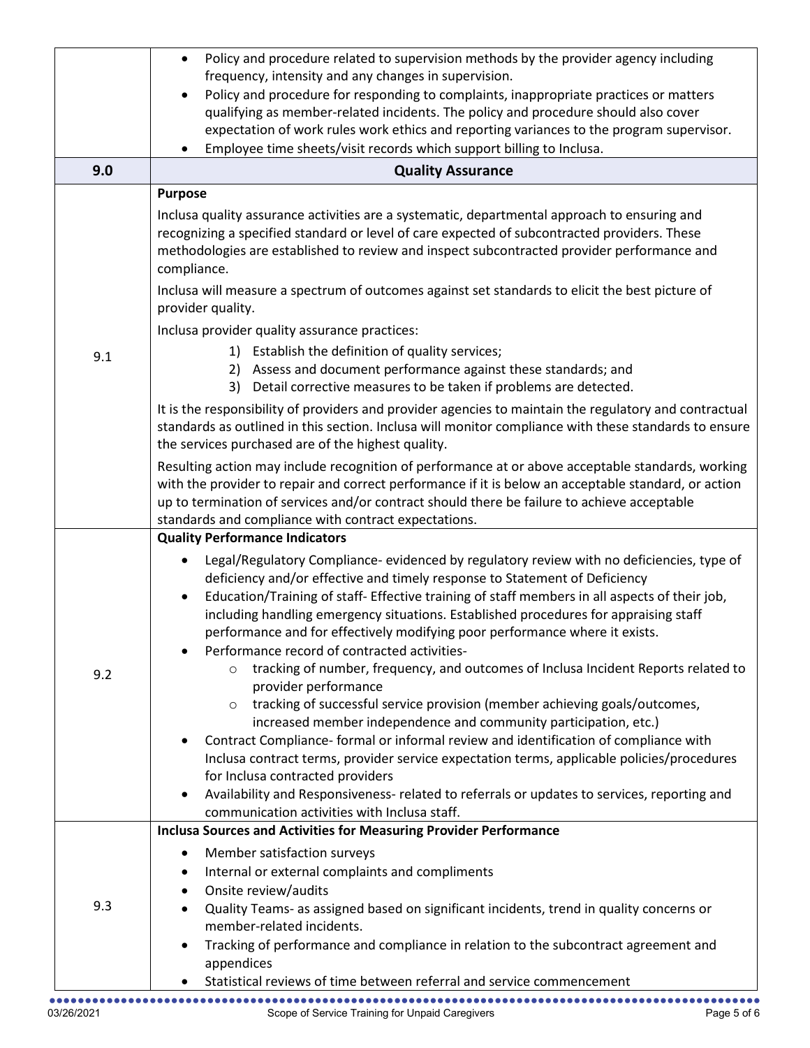|  |  |
|---|---|
|  | • Policy and procedure related to supervision methods by the provider agency including frequency, intensity and any changes in supervision.<br>• Policy and procedure for responding to complaints, inappropriate practices or matters qualifying as member-related incidents. The policy and procedure should also cover expectation of work rules work ethics and reporting variances to the program supervisor.<br>• Employee time sheets/visit records which support billing to Inclusa. |
| **9.0** | **Quality Assurance** |
| 9.1 | **Purpose**<br>Inclusa quality assurance activities are a systematic, departmental approach to ensuring and recognizing a specified standard or level of care expected of subcontracted providers. These methodologies are established to review and inspect subcontracted provider performance and compliance.<br>Inclusa will measure a spectrum of outcomes against set standards to elicit the best picture of provider quality.<br>Inclusa provider quality assurance practices:<br>1) Establish the definition of quality services;<br>2) Assess and document performance against these standards; and<br>3) Detail corrective measures to be taken if problems are detected.<br>It is the responsibility of providers and provider agencies to maintain the regulatory and contractual standards as outlined in this section. Inclusa will monitor compliance with these standards to ensure the services purchased are of the highest quality.<br>Resulting action may include recognition of performance at or above acceptable standards, working with the provider to repair and correct performance if it is below an acceptable standard, or action up to termination of services and/or contract should there be failure to achieve acceptable standards and compliance with contract expectations. |
| 9.2 | **Quality Performance Indicators**<br>• Legal/Regulatory Compliance- evidenced by regulatory review with no deficiencies, type of deficiency and/or effective and timely response to Statement of Deficiency<br>• Education/Training of staff- Effective training of staff members in all aspects of their job, including handling emergency situations. Established procedures for appraising staff performance and for effectively modifying poor performance where it exists.<br>• Performance record of contracted activities-<br>  ○ tracking of number, frequency, and outcomes of Inclusa Incident Reports related to provider performance<br>  ○ tracking of successful service provision (member achieving goals/outcomes, increased member independence and community participation, etc.)<br>• Contract Compliance- formal or informal review and identification of compliance with Inclusa contract terms, provider service expectation terms, applicable policies/procedures for Inclusa contracted providers<br>• Availability and Responsiveness- related to referrals or updates to services, reporting and communication activities with Inclusa staff. |
| 9.3 | **Inclusa Sources and Activities for Measuring Provider Performance**<br>• Member satisfaction surveys<br>• Internal or external complaints and compliments<br>• Onsite review/audits<br>• Quality Teams- as assigned based on significant incidents, trend in quality concerns or member-related incidents.<br>• Tracking of performance and compliance in relation to the subcontract agreement and appendices<br>• Statistical reviews of time between referral and service commencement |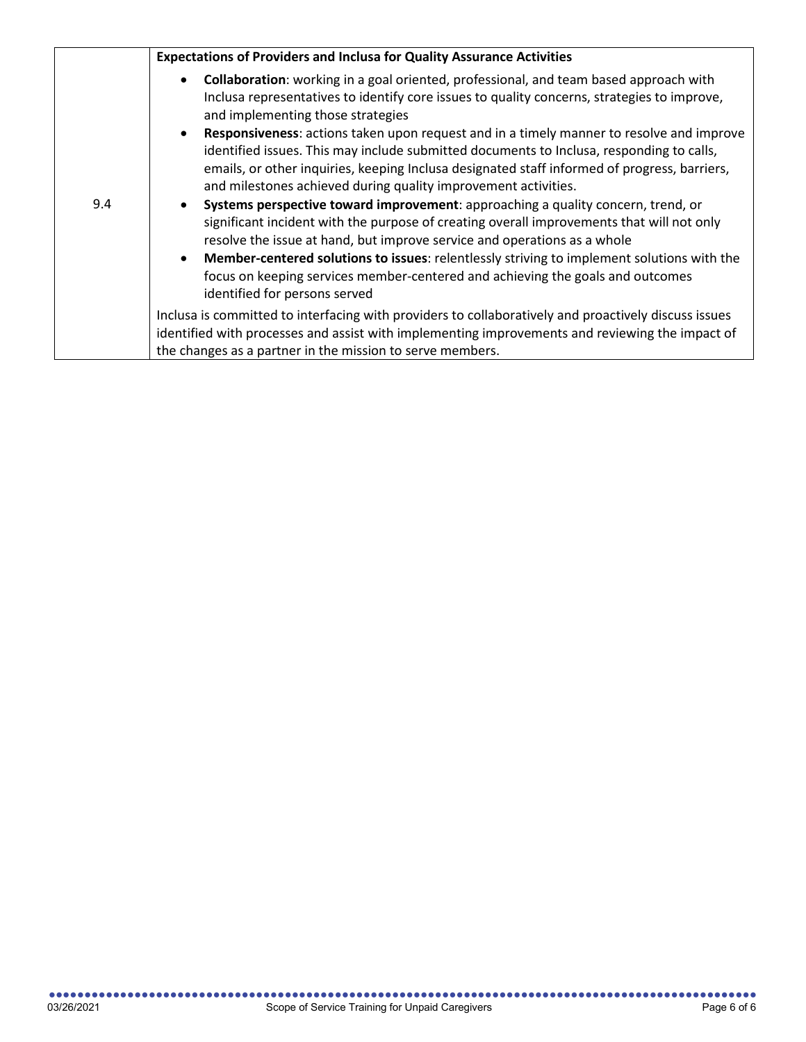| | |
|---|---|
| 9.4 | **Expectations of Providers and Inclusa for Quality Assurance Activities**<br><ul><li>**Collaboration**: working in a goal oriented, professional, and team based approach with Inclusa representatives to identify core issues to quality concerns, strategies to improve, and implementing those strategies</li><li>**Responsiveness**: actions taken upon request and in a timely manner to resolve and improve identified issues. This may include submitted documents to Inclusa, responding to calls, emails, or other inquiries, keeping Inclusa designated staff informed of progress, barriers, and milestones achieved during quality improvement activities.</li><li>**Systems perspective toward improvement**: approaching a quality concern, trend, or significant incident with the purpose of creating overall improvements that will not only resolve the issue at hand, but improve service and operations as a whole</li><li>**Member-centered solutions to issues**: relentlessly striving to implement solutions with the focus on keeping services member-centered and achieving the goals and outcomes identified for persons served</li></ul>Inclusa is committed to interfacing with providers to collaboratively and proactively discuss issues identified with processes and assist with implementing improvements and reviewing the impact of the changes as a partner in the mission to serve members. |